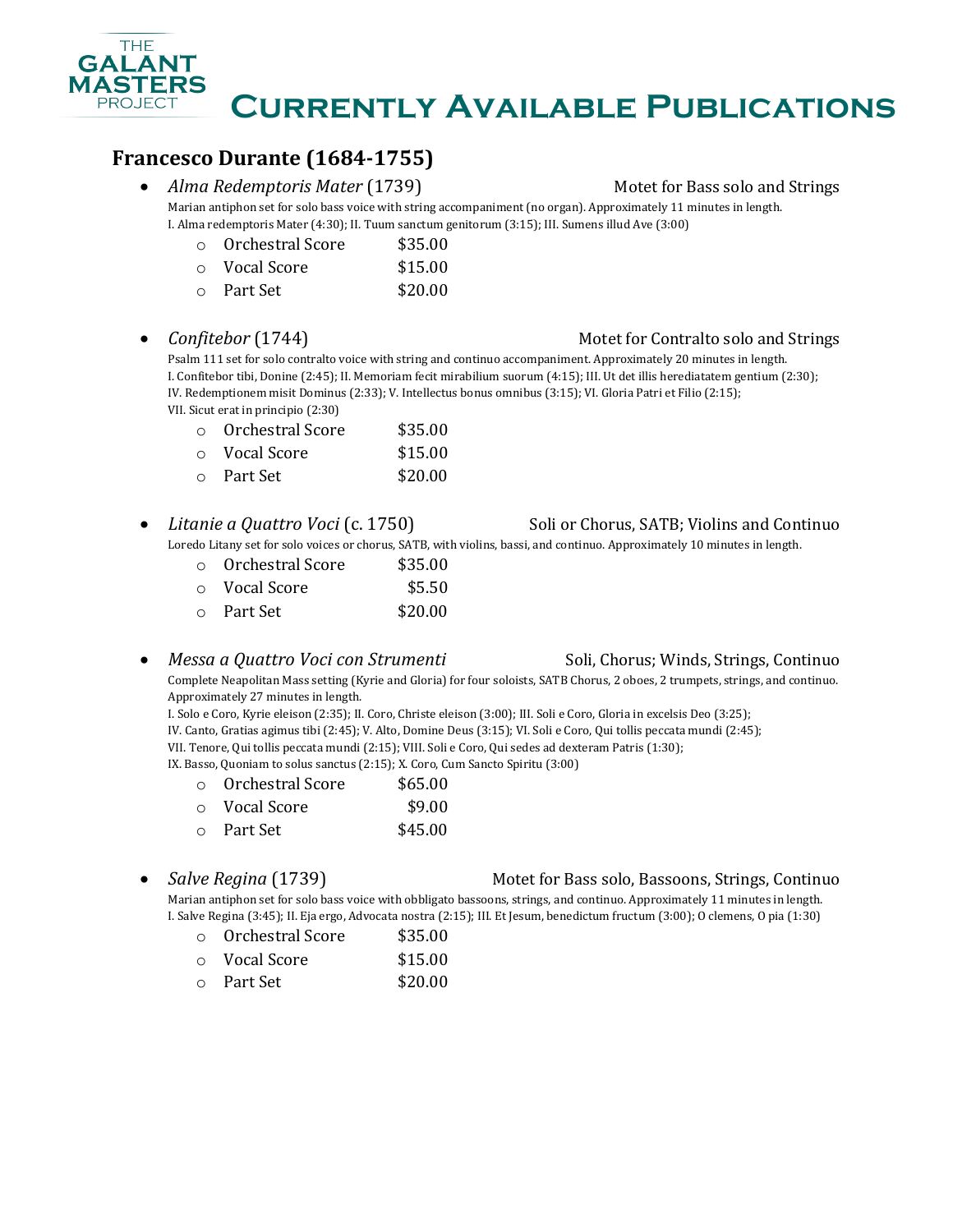THE GALANT MASTERS PROJECT

# Currently Available Publications

## Francesco Durante (1684-1755)

- *Alma Redemptoris Mater* (1739) — Motet for Bass solo and Strings

  Marian antiphon set for solo bass voice with string accompaniment (no organ). Approximately 11 minutes in length.
  I. Alma redemptoris Mater (4:30); II. Tuum sanctum genitorum (3:15); III. Sumens illud Ave (3:00)

  - Orchestral Score $35.00
  - Vocal Score $15.00
  - Part Set $20.00

- *Confitebor* (1744) — Motet for Contralto solo and Strings

  Psalm 111 set for solo contralto voice with string and continuo accompaniment. Approximately 20 minutes in length.
  I. Confitebor tibi, Donine (2:45); II. Memoriam fecit mirabilium suorum (4:15); III. Ut det illis herediatatem gentium (2:30);
  IV. Redemptionem misit Dominus (2:33); V. Intellectus bonus omnibus (3:15); VI. Gloria Patri et Filio (2:15);
  VII. Sicut erat in principio (2:30)

  - Orchestral Score $35.00
  - Vocal Score $15.00
  - Part Set $20.00

- *Litanie a Quattro Voci* (c. 1750) — Soli or Chorus, SATB; Violins and Continuo

  Loredo Litany set for solo voices or chorus, SATB, with violins, bassi, and continuo. Approximately 10 minutes in length.

  - Orchestral Score $35.00
  - Vocal Score $5.50
  - Part Set $20.00

- *Messa a Quattro Voci con Strumenti* — Soli, Chorus; Winds, Strings, Continuo

  Complete Neapolitan Mass setting (Kyrie and Gloria) for four soloists, SATB Chorus, 2 oboes, 2 trumpets, strings, and continuo. Approximately 27 minutes in length.
  I. Solo e Coro, Kyrie eleison (2:35); II. Coro, Christe eleison (3:00); III. Soli e Coro, Gloria in excelsis Deo (3:25);
  IV. Canto, Gratias agimus tibi (2:45); V. Alto, Domine Deus (3:15); VI. Soli e Coro, Qui tollis peccata mundi (2:45);
  VII. Tenore, Qui tollis peccata mundi (2:15); VIII. Soli e Coro, Qui sedes ad dexteram Patris (1:30);
  IX. Basso, Quoniam to solus sanctus (2:15); X. Coro, Cum Sancto Spiritu (3:00)

  - Orchestral Score $65.00
  - Vocal Score $9.00
  - Part Set $45.00

- *Salve Regina* (1739) — Motet for Bass solo, Bassoons, Strings, Continuo

  Marian antiphon set for solo bass voice with obbligato bassoons, strings, and continuo. Approximately 11 minutes in length.
  I. Salve Regina (3:45); II. Eja ergo, Advocata nostra (2:15); III. Et Jesum, benedictum fructum (3:00); O clemens, O pia (1:30)

  - Orchestral Score $35.00
  - Vocal Score $15.00
  - Part Set $20.00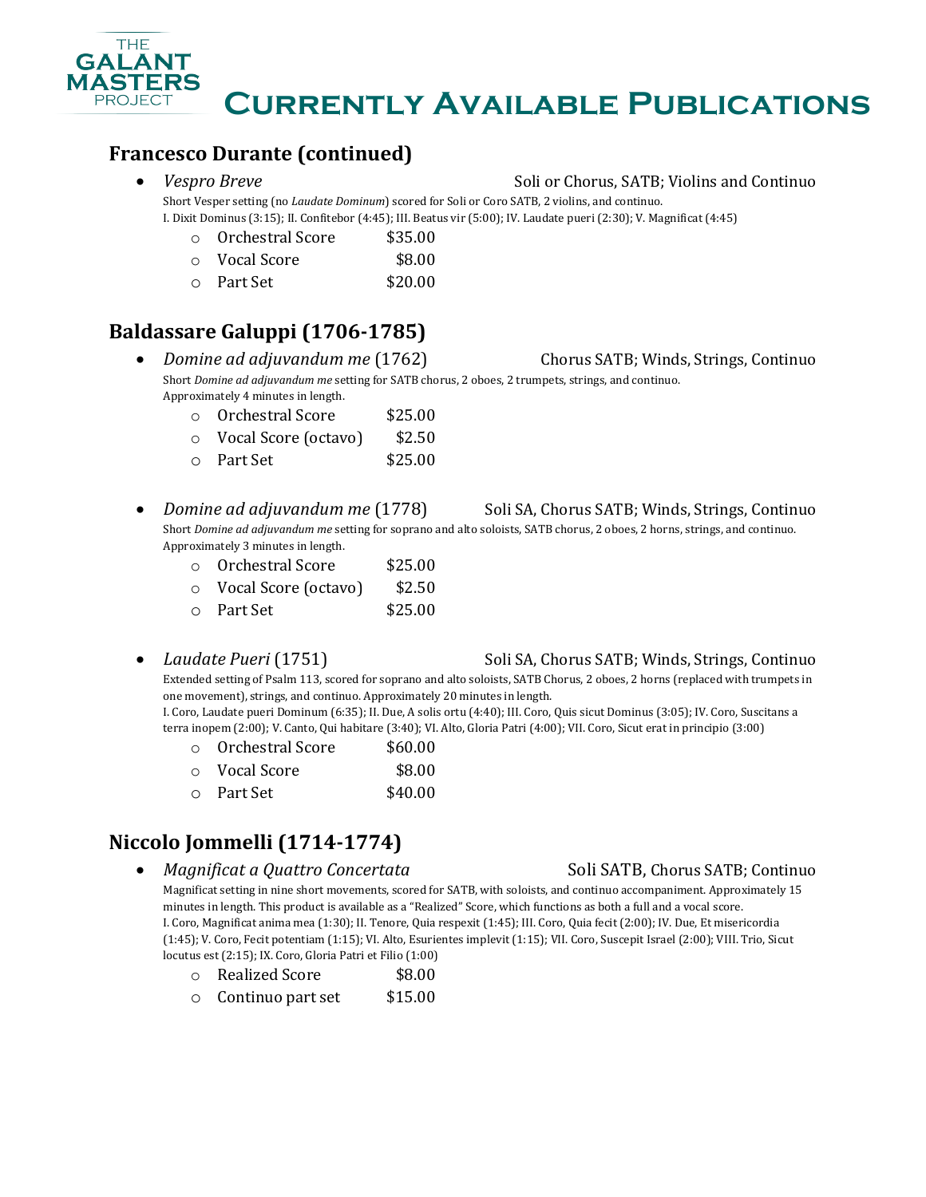# Currently Available Publications

## Francesco Durante (continued)

- *Vespro Breve* — Soli or Chorus, SATB; Violins and Continuo

  Short Vesper setting (no *Laudate Dominum*) scored for Soli or Coro SATB, 2 violins, and continuo.
  I. Dixit Dominus (3:15); II. Confitebor (4:45); III. Beatus vir (5:00); IV. Laudate pueri (2:30); V. Magnificat (4:45)
  - Orchestral Score $35.00
  - Vocal Score $8.00
  - Part Set $20.00

## Baldassare Galuppi (1706-1785)

- *Domine ad adjuvandum me* (1762) — Chorus SATB; Winds, Strings, Continuo

  Short *Domine ad adjuvandum me* setting for SATB chorus, 2 oboes, 2 trumpets, strings, and continuo. Approximately 4 minutes in length.
  - Orchestral Score $25.00
  - Vocal Score (octavo) $2.50
  - Part Set $25.00

- *Domine ad adjuvandum me* (1778) — Soli SA, Chorus SATB; Winds, Strings, Continuo

  Short *Domine ad adjuvandum me* setting for soprano and alto soloists, SATB chorus, 2 oboes, 2 horns, strings, and continuo. Approximately 3 minutes in length.
  - Orchestral Score $25.00
  - Vocal Score (octavo) $2.50
  - Part Set $25.00

- *Laudate Pueri* (1751) — Soli SA, Chorus SATB; Winds, Strings, Continuo

  Extended setting of Psalm 113, scored for soprano and alto soloists, SATB Chorus, 2 oboes, 2 horns (replaced with trumpets in one movement), strings, and continuo. Approximately 20 minutes in length.
  I. Coro, Laudate pueri Dominum (6:35); II. Due, A solis ortu (4:40); III. Coro, Quis sicut Dominus (3:05); IV. Coro, Suscitans a terra inopem (2:00); V. Canto, Qui habitare (3:40); VI. Alto, Gloria Patri (4:00); VII. Coro, Sicut erat in principio (3:00)
  - Orchestral Score $60.00
  - Vocal Score $8.00
  - Part Set $40.00

## Niccolo Jommelli (1714-1774)

- *Magnificat a Quattro Concertata* — Soli SATB, Chorus SATB; Continuo

  Magnificat setting in nine short movements, scored for SATB, with soloists, and continuo accompaniment. Approximately 15 minutes in length. This product is available as a "Realized" Score, which functions as both a full and a vocal score.
  I. Coro, Magnificat anima mea (1:30); II. Tenore, Quia respexit (1:45); III. Coro, Quia fecit (2:00); IV. Due, Et misericordia (1:45); V. Coro, Fecit potentiam (1:15); VI. Alto, Esurientes implevit (1:15); VII. Coro, Suscepit Israel (2:00); VIII. Trio, Sicut locutus est (2:15); IX. Coro, Gloria Patri et Filio (1:00)
  - Realized Score $8.00
  - Continuo part set $15.00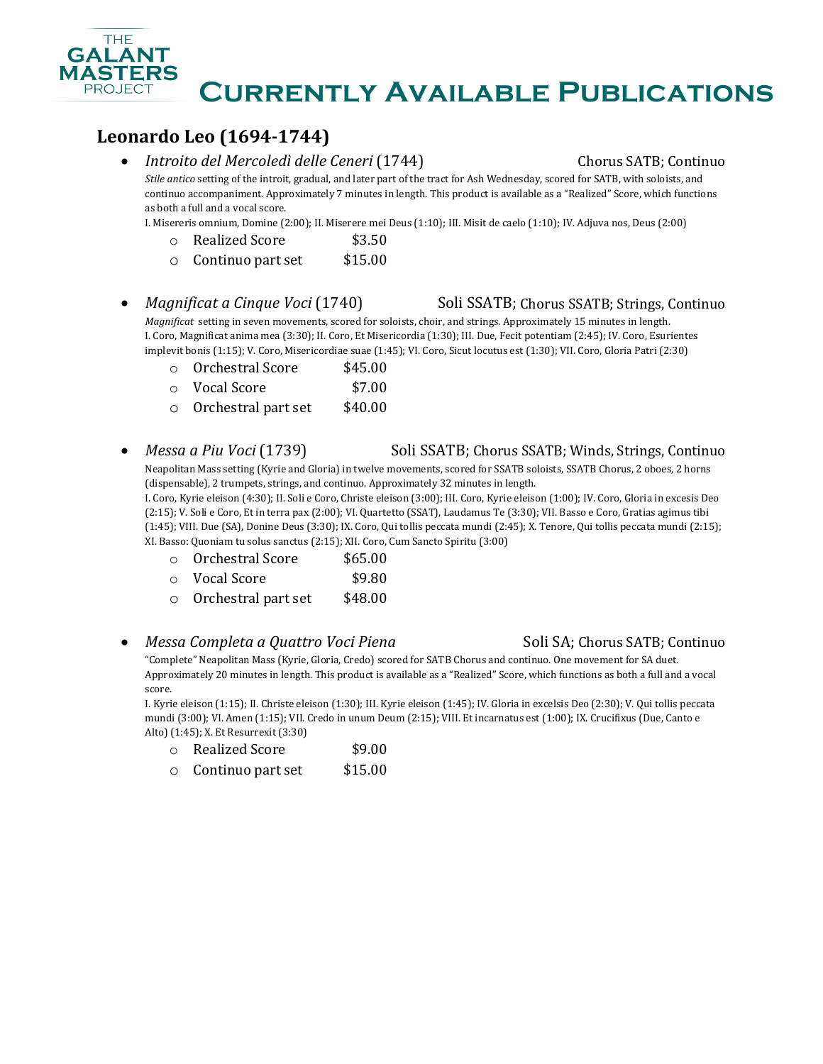# THE GALANT MASTERS PROJECT

# Currently Available Publications

## Leonardo Leo (1694-1744)

- *Introito del Mercoledì delle Ceneri* (1744) — Chorus SATB; Continuo

  *Stile antico* setting of the introit, gradual, and later part of the tract for Ash Wednesday, scored for SATB, with soloists, and continuo accompaniment. Approximately 7 minutes in length. This product is available as a "Realized" Score, which functions as both a full and a vocal score.

  I. Misereris omnium, Domine (2:00); II. Miserere mei Deus (1:10); III. Misit de caelo (1:10); IV. Adjuva nos, Deus (2:00)

  - Realized Score $3.50
  - Continuo part set $15.00

- *Magnificat a Cinque Voci* (1740) — Soli SSATB; Chorus SSATB; Strings, Continuo

  *Magnificat* setting in seven movements, scored for soloists, choir, and strings. Approximately 15 minutes in length.

  I. Coro, Magnificat anima mea (3:30); II. Coro, Et Misericordia (1:30); III. Due, Fecit potentiam (2:45); IV. Coro, Esurientes implevit bonis (1:15); V. Coro, Misericordiae suae (1:45); VI. Coro, Sicut locutus est (1:30); VII. Coro, Gloria Patri (2:30)

  - Orchestral Score $45.00
  - Vocal Score $7.00
  - Orchestral part set $40.00

- *Messa a Piu Voci* (1739) — Soli SSATB; Chorus SSATB; Winds, Strings, Continuo

  Neapolitan Mass setting (Kyrie and Gloria) in twelve movements, scored for SSATB soloists, SSATB Chorus, 2 oboes, 2 horns (dispensable), 2 trumpets, strings, and continuo. Approximately 32 minutes in length.

  I. Coro, Kyrie eleison (4:30); II. Soli e Coro, Christe eleison (3:00); III. Coro, Kyrie eleison (1:00); IV. Coro, Gloria in excesis Deo (2:15); V. Soli e Coro, Et in terra pax (2:00); VI. Quartetto (SSAT), Laudamus Te (3:30); VII. Basso e Coro, Gratias agimus tibi (1:45); VIII. Due (SA), Donine Deus (3:30); IX. Coro, Qui tollis peccata mundi (2:45); X. Tenore, Qui tollis peccata mundi (2:15); XI. Basso: Quoniam tu solus sanctus (2:15); XII. Coro, Cum Sancto Spiritu (3:00)

  - Orchestral Score $65.00
  - Vocal Score $9.80
  - Orchestral part set $48.00

- *Messa Completa a Quattro Voci Piena* — Soli SA; Chorus SATB; Continuo

  "Complete" Neapolitan Mass (Kyrie, Gloria, Credo) scored for SATB Chorus and continuo. One movement for SA duet. Approximately 20 minutes in length. This product is available as a "Realized" Score, which functions as both a full and a vocal score.

  I. Kyrie eleison (1:15); II. Christe eleison (1:30); III. Kyrie eleison (1:45); IV. Gloria in excelsis Deo (2:30); V. Qui tollis peccata mundi (3:00); VI. Amen (1:15); VII. Credo in unum Deum (2:15); VIII. Et incarnatus est (1:00); IX. Crucifixus (Due, Canto e Alto) (1:45); X. Et Resurrexit (3:30)

  - Realized Score $9.00
  - Continuo part set $15.00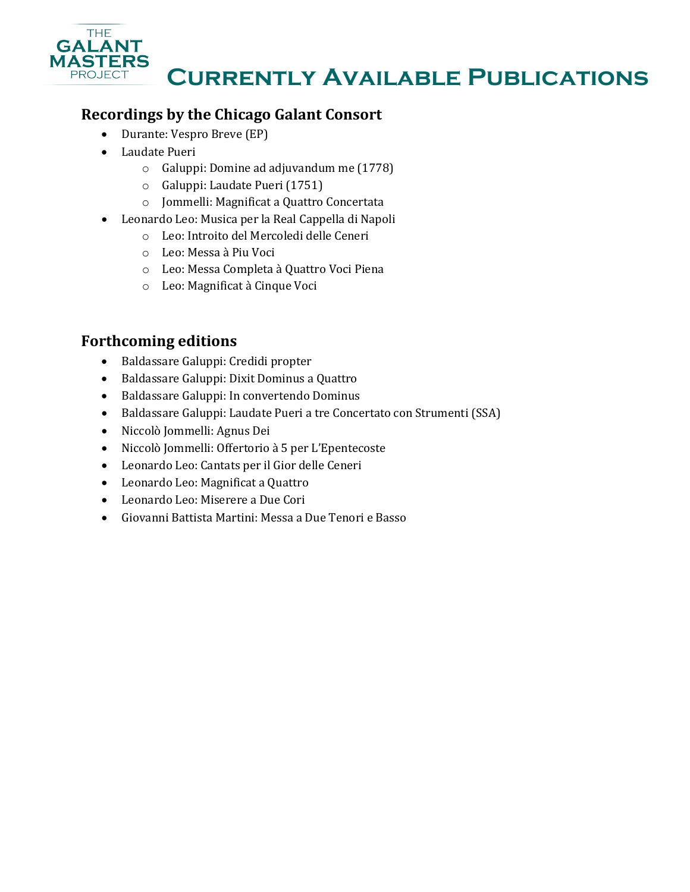THE GALANT MASTERS PROJECT

# Currently Available Publications

### Recordings by the Chicago Galant Consort

- Durante: Vespro Breve (EP)
- Laudate Pueri
  - Galuppi: Domine ad adjuvandum me (1778)
  - Galuppi: Laudate Pueri (1751)
  - Jommelli: Magnificat a Quattro Concertata
- Leonardo Leo: Musica per la Real Cappella di Napoli
  - Leo: Introito del Mercoledi delle Ceneri
  - Leo: Messa à Piu Voci
  - Leo: Messa Completa à Quattro Voci Piena
  - Leo: Magnificat à Cinque Voci

### Forthcoming editions

- Baldassare Galuppi: Credidi propter
- Baldassare Galuppi: Dixit Dominus a Quattro
- Baldassare Galuppi: In convertendo Dominus
- Baldassare Galuppi: Laudate Pueri a tre Concertato con Strumenti (SSA)
- Niccolò Jommelli: Agnus Dei
- Niccolò Jommelli: Offertorio à 5 per L'Epentecoste
- Leonardo Leo: Cantats per il Gior delle Ceneri
- Leonardo Leo: Magnificat a Quattro
- Leonardo Leo: Miserere a Due Cori
- Giovanni Battista Martini: Messa a Due Tenori e Basso